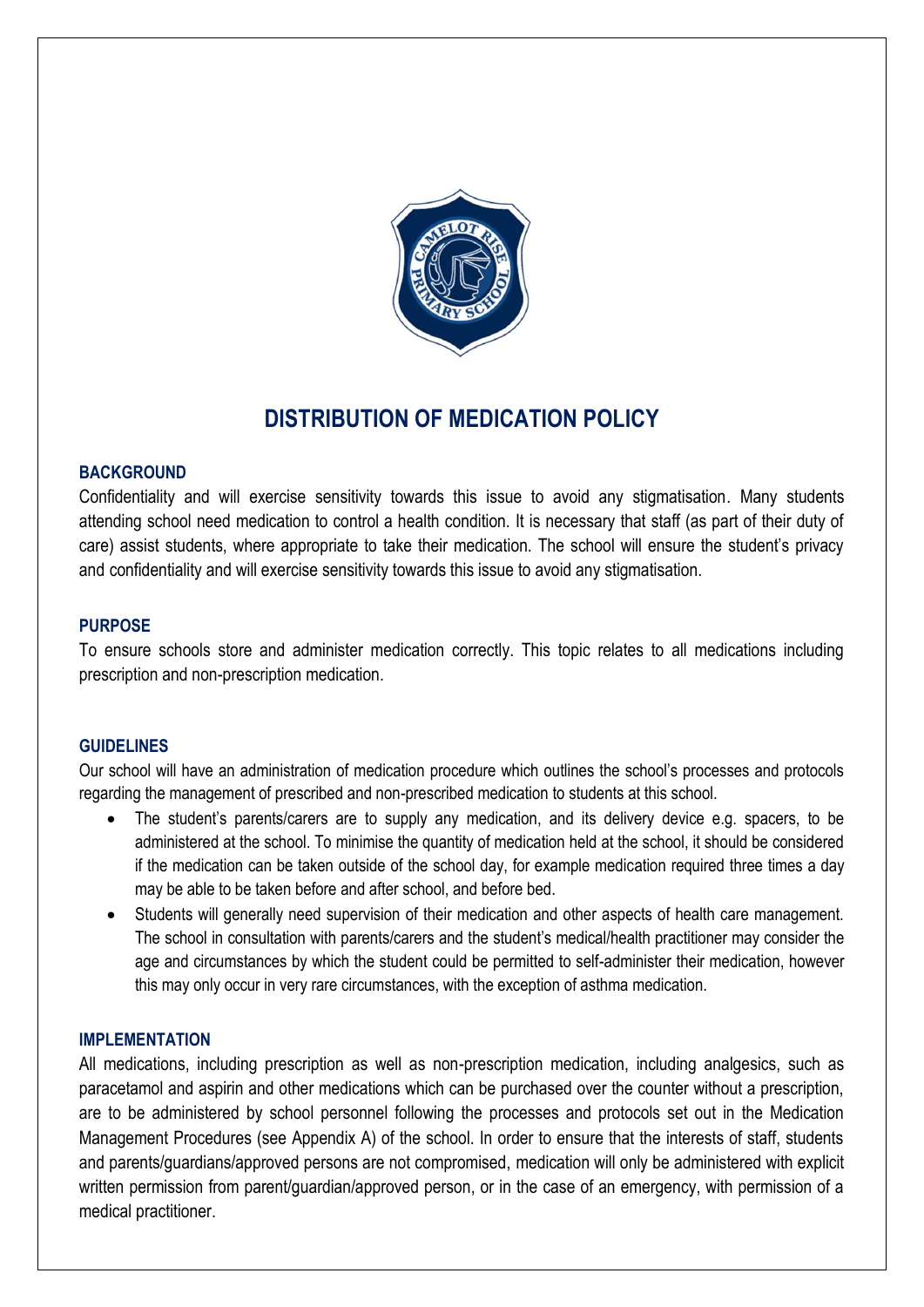# DISTRIBUTION OF MEDICATION POLICY

## BACKGROUND

Confidentiality and will exercise sensitivity towards this issue to avoid any stigmatisation. Many students attending school need medication to control a health condition. It is necessary that staff (as part of their duty of care) assist students, where appropriate to take their medication. The school will ensure the student's privacy and confidentiality and will exercise sensitivity towards this issue to avoid any stigmatisation.

## PURPOSE

To ensure schools store and administer medication correctly. This topic relates to all medications including prescription and non-prescription medication.

## GUIDELINES

Our school will have an administration of medication procedure which outlines the school's processes and protocols regarding the management of prescribed and non-prescribed medication to students at this school.

- The student's parents/carers are to supply any medication, and its delivery device e.g. spacers, to be administered at the school. To minimise the quantity of medication held at the school, it should be considered if the medication can be taken outside of the school day, for example medication required three times a day may be able to be taken before and after school, and before bed.
- Students will generally need supervision of their medication and other aspects of health care management. The school in consultation with parents/carers and the student's medical/health practitioner may consider the age and circumstances by which the student could be permitted to self-administer their medication, however this may only occur in very rare circumstances, with the exception of asthma medication.

## IMPLEMENTATION

All medications, including prescription as well as non-prescription medication, including analgesics, such as paracetamol and aspirin and other medications which can be purchased over the counter without a prescription, are to be administered by school personnel following the processes and protocols set out in the Medication Management Procedures (see Appendix A) of the school. In order to ensure that the interests of staff, students and parents/guardians/approved persons are not compromised, medication will only be administered with explicit written permission from parent/guardian/approved person, or in the case of an emergency, with permission of a medical practitioner.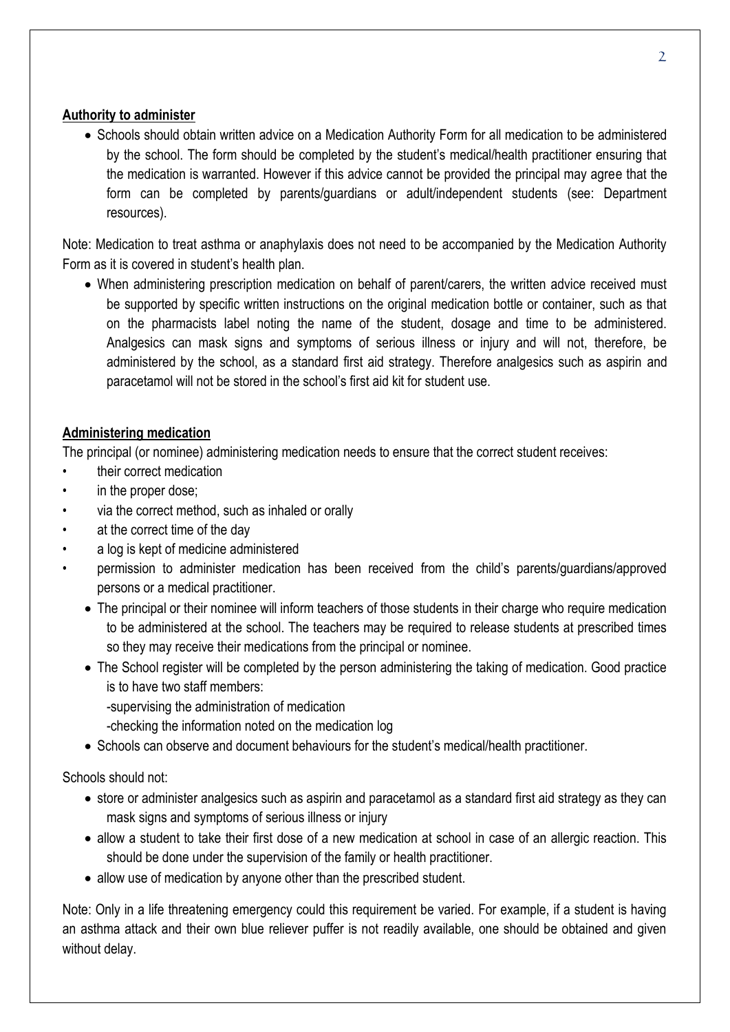**Authority to administer**

- Schools should obtain written advice on a Medication Authority Form for all medication to be administered by the school. The form should be completed by the student's medical/health practitioner ensuring that the medication is warranted. However if this advice cannot be provided the principal may agree that the form can be completed by parents/guardians or adult/independent students (see: Department resources).

Note: Medication to treat asthma or anaphylaxis does not need to be accompanied by the Medication Authority Form as it is covered in student's health plan.

- When administering prescription medication on behalf of parent/carers, the written advice received must be supported by specific written instructions on the original medication bottle or container, such as that on the pharmacists label noting the name of the student, dosage and time to be administered. Analgesics can mask signs and symptoms of serious illness or injury and will not, therefore, be administered by the school, as a standard first aid strategy. Therefore analgesics such as aspirin and paracetamol will not be stored in the school's first aid kit for student use.

**Administering medication**

The principal (or nominee) administering medication needs to ensure that the correct student receives:

- their correct medication
- in the proper dose;
- via the correct method, such as inhaled or orally
- at the correct time of the day
- a log is kept of medicine administered
- permission to administer medication has been received from the child's parents/guardians/approved persons or a medical practitioner.
  - The principal or their nominee will inform teachers of those students in their charge who require medication to be administered at the school. The teachers may be required to release students at prescribed times so they may receive their medications from the principal or nominee.
  - The School register will be completed by the person administering the taking of medication. Good practice is to have two staff members:
    -supervising the administration of medication
    -checking the information noted on the medication log
  - Schools can observe and document behaviours for the student's medical/health practitioner.

Schools should not:

- store or administer analgesics such as aspirin and paracetamol as a standard first aid strategy as they can mask signs and symptoms of serious illness or injury
- allow a student to take their first dose of a new medication at school in case of an allergic reaction. This should be done under the supervision of the family or health practitioner.
- allow use of medication by anyone other than the prescribed student.

Note: Only in a life threatening emergency could this requirement be varied. For example, if a student is having an asthma attack and their own blue reliever puffer is not readily available, one should be obtained and given without delay.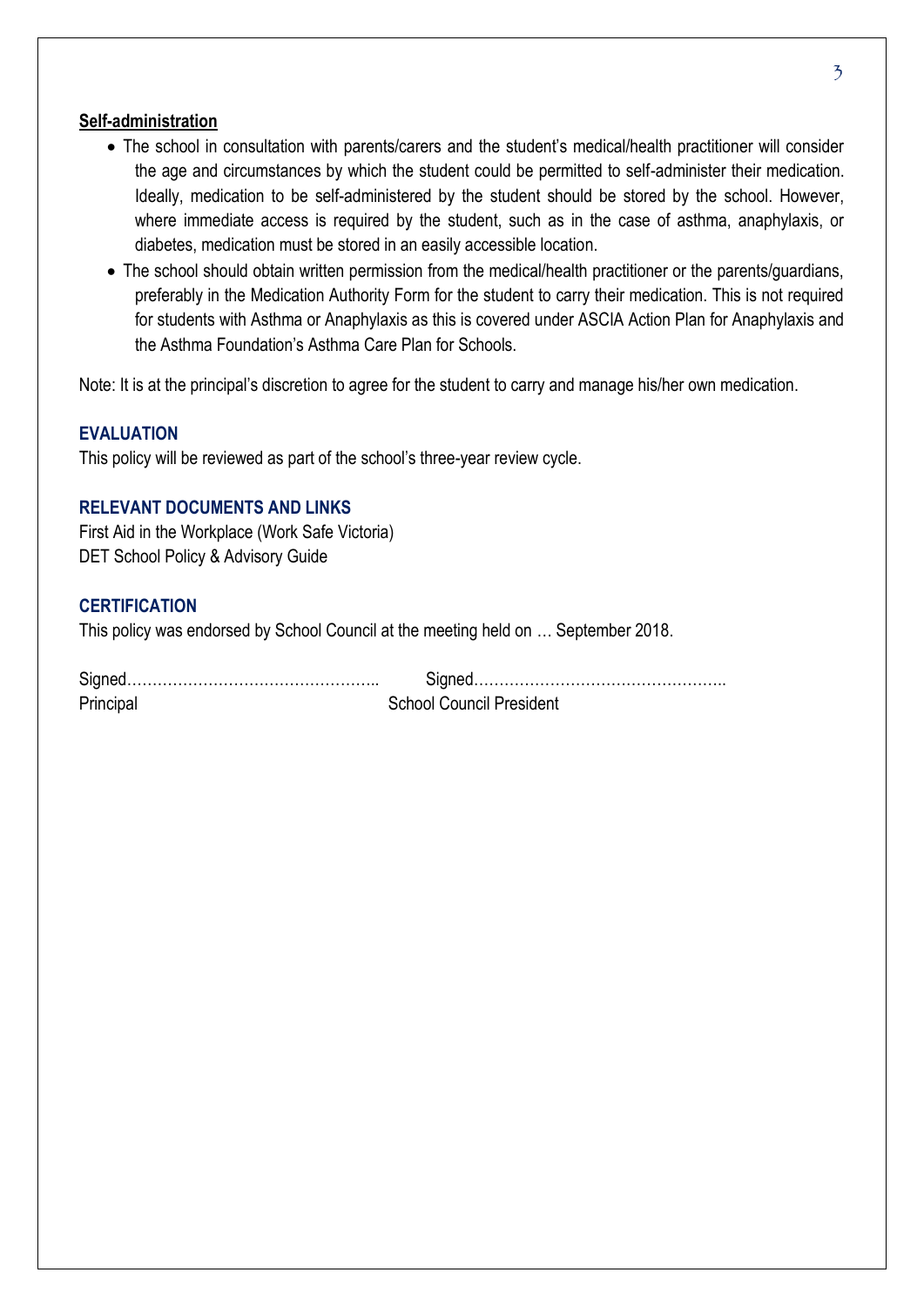**Self-administration**

- The school in consultation with parents/carers and the student's medical/health practitioner will consider the age and circumstances by which the student could be permitted to self-administer their medication. Ideally, medication to be self-administered by the student should be stored by the school. However, where immediate access is required by the student, such as in the case of asthma, anaphylaxis, or diabetes, medication must be stored in an easily accessible location.
- The school should obtain written permission from the medical/health practitioner or the parents/guardians, preferably in the Medication Authority Form for the student to carry their medication. This is not required for students with Asthma or Anaphylaxis as this is covered under ASCIA Action Plan for Anaphylaxis and the Asthma Foundation's Asthma Care Plan for Schools.

Note: It is at the principal's discretion to agree for the student to carry and manage his/her own medication.

## EVALUATION

This policy will be reviewed as part of the school's three-year review cycle.

## RELEVANT DOCUMENTS AND LINKS

First Aid in the Workplace (Work Safe Victoria)
DET School Policy & Advisory Guide

## CERTIFICATION

This policy was endorsed by School Council at the meeting held on … September 2018.

Signed………………………………………….. Signed…………………………………………..
Principal School Council President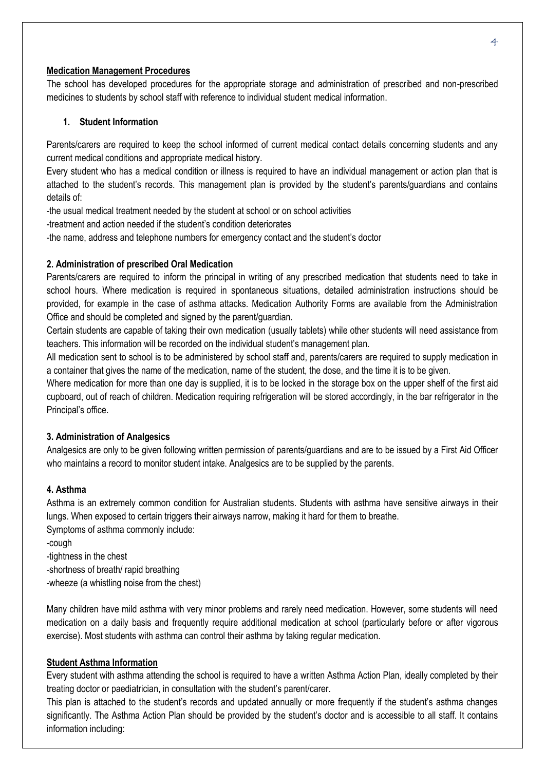## Medication Management Procedures

The school has developed procedures for the appropriate storage and administration of prescribed and non-prescribed medicines to students by school staff with reference to individual student medical information.

### 1. Student Information

Parents/carers are required to keep the school informed of current medical contact details concerning students and any current medical conditions and appropriate medical history.

Every student who has a medical condition or illness is required to have an individual management or action plan that is attached to the student's records. This management plan is provided by the student's parents/guardians and contains details of:

-the usual medical treatment needed by the student at school or on school activities

-treatment and action needed if the student's condition deteriorates

-the name, address and telephone numbers for emergency contact and the student's doctor

### 2. Administration of prescribed Oral Medication

Parents/carers are required to inform the principal in writing of any prescribed medication that students need to take in school hours. Where medication is required in spontaneous situations, detailed administration instructions should be provided, for example in the case of asthma attacks. Medication Authority Forms are available from the Administration Office and should be completed and signed by the parent/guardian.

Certain students are capable of taking their own medication (usually tablets) while other students will need assistance from teachers. This information will be recorded on the individual student's management plan.

All medication sent to school is to be administered by school staff and, parents/carers are required to supply medication in a container that gives the name of the medication, name of the student, the dose, and the time it is to be given.

Where medication for more than one day is supplied, it is to be locked in the storage box on the upper shelf of the first aid cupboard, out of reach of children. Medication requiring refrigeration will be stored accordingly, in the bar refrigerator in the Principal's office.

### 3. Administration of Analgesics

Analgesics are only to be given following written permission of parents/guardians and are to be issued by a First Aid Officer who maintains a record to monitor student intake. Analgesics are to be supplied by the parents.

### 4. Asthma

Asthma is an extremely common condition for Australian students. Students with asthma have sensitive airways in their lungs. When exposed to certain triggers their airways narrow, making it hard for them to breathe.

Symptoms of asthma commonly include:

-cough

-tightness in the chest

-shortness of breath/ rapid breathing

-wheeze (a whistling noise from the chest)

Many children have mild asthma with very minor problems and rarely need medication. However, some students will need medication on a daily basis and frequently require additional medication at school (particularly before or after vigorous exercise). Most students with asthma can control their asthma by taking regular medication.

## Student Asthma Information

Every student with asthma attending the school is required to have a written Asthma Action Plan, ideally completed by their treating doctor or paediatrician, in consultation with the student's parent/carer.

This plan is attached to the student's records and updated annually or more frequently if the student's asthma changes significantly. The Asthma Action Plan should be provided by the student's doctor and is accessible to all staff. It contains information including: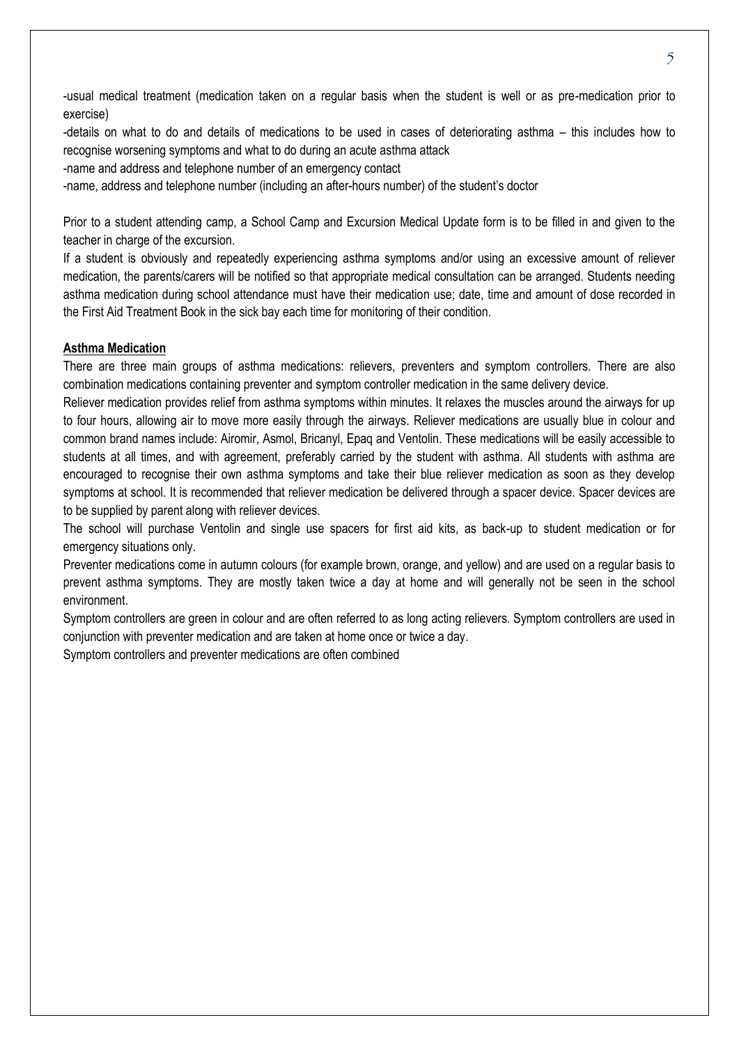-usual medical treatment (medication taken on a regular basis when the student is well or as pre-medication prior to exercise)

-details on what to do and details of medications to be used in cases of deteriorating asthma – this includes how to recognise worsening symptoms and what to do during an acute asthma attack

-name and address and telephone number of an emergency contact

-name, address and telephone number (including an after-hours number) of the student's doctor

Prior to a student attending camp, a School Camp and Excursion Medical Update form is to be filled in and given to the teacher in charge of the excursion.

If a student is obviously and repeatedly experiencing asthma symptoms and/or using an excessive amount of reliever medication, the parents/carers will be notified so that appropriate medical consultation can be arranged. Students needing asthma medication during school attendance must have their medication use; date, time and amount of dose recorded in the First Aid Treatment Book in the sick bay each time for monitoring of their condition.

**Asthma Medication**

There are three main groups of asthma medications: relievers, preventers and symptom controllers. There are also combination medications containing preventer and symptom controller medication in the same delivery device.

Reliever medication provides relief from asthma symptoms within minutes. It relaxes the muscles around the airways for up to four hours, allowing air to move more easily through the airways. Reliever medications are usually blue in colour and common brand names include: Airomir, Asmol, Bricanyl, Epaq and Ventolin. These medications will be easily accessible to students at all times, and with agreement, preferably carried by the student with asthma. All students with asthma are encouraged to recognise their own asthma symptoms and take their blue reliever medication as soon as they develop symptoms at school. It is recommended that reliever medication be delivered through a spacer device. Spacer devices are to be supplied by parent along with reliever devices.

The school will purchase Ventolin and single use spacers for first aid kits, as back-up to student medication or for emergency situations only.

Preventer medications come in autumn colours (for example brown, orange, and yellow) and are used on a regular basis to prevent asthma symptoms. They are mostly taken twice a day at home and will generally not be seen in the school environment.

Symptom controllers are green in colour and are often referred to as long acting relievers. Symptom controllers are used in conjunction with preventer medication and are taken at home once or twice a day.

Symptom controllers and preventer medications are often combined